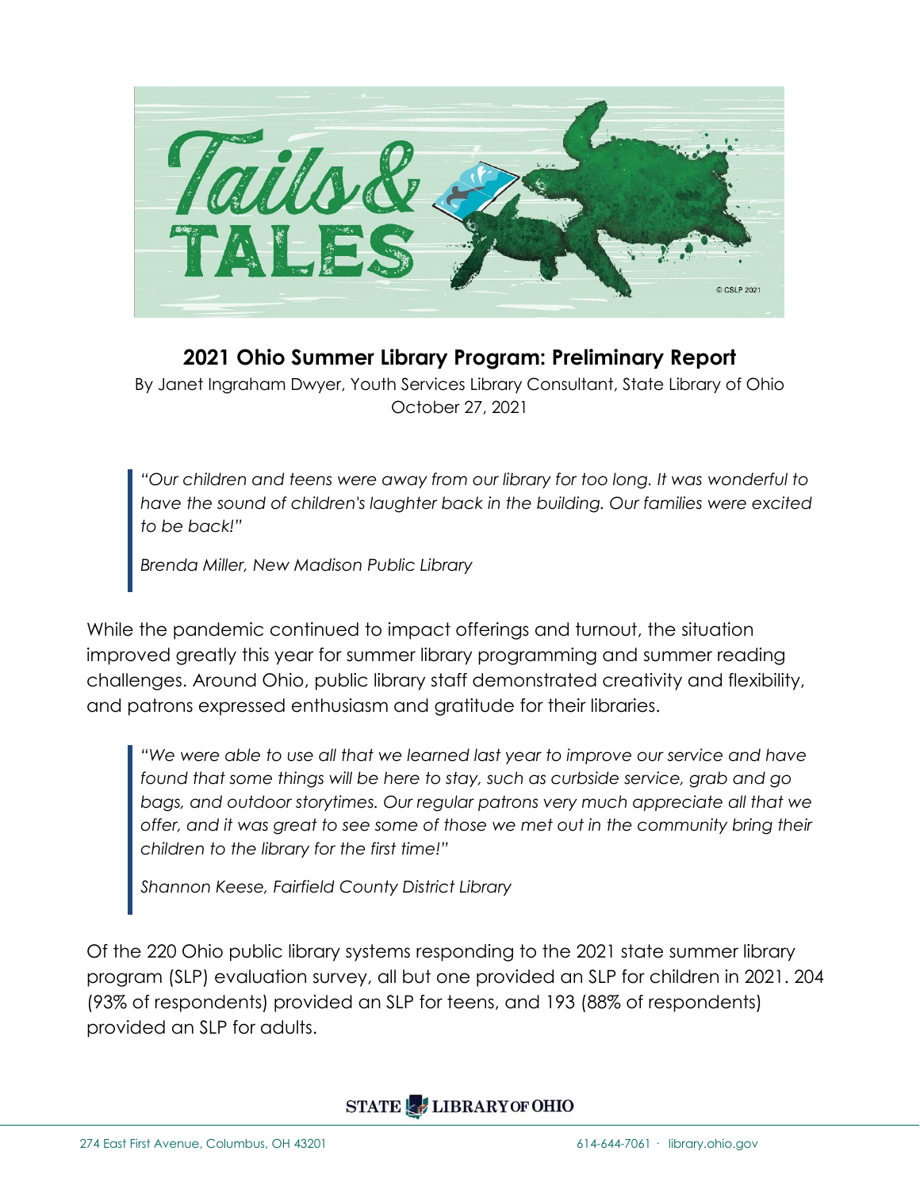## 2021 Ohio Summer Library Program: Preliminary Report

By Janet Ingraham Dwyer, Youth Services Library Consultant, State Library of Ohio
October 27, 2021

> *"Our children and teens were away from our library for too long. It was wonderful to have the sound of children's laughter back in the building. Our families were excited to be back!"*
>
> *Brenda Miller, New Madison Public Library*

While the pandemic continued to impact offerings and turnout, the situation improved greatly this year for summer library programming and summer reading challenges. Around Ohio, public library staff demonstrated creativity and flexibility, and patrons expressed enthusiasm and gratitude for their libraries.

> *"We were able to use all that we learned last year to improve our service and have found that some things will be here to stay, such as curbside service, grab and go bags, and outdoor storytimes. Our regular patrons very much appreciate all that we offer, and it was great to see some of those we met out in the community bring their children to the library for the first time!"*
>
> *Shannon Keese, Fairfield County District Library*

Of the 220 Ohio public library systems responding to the 2021 state summer library program (SLP) evaluation survey, all but one provided an SLP for children in 2021. 204 (93% of respondents) provided an SLP for teens, and 193 (88% of respondents) provided an SLP for adults.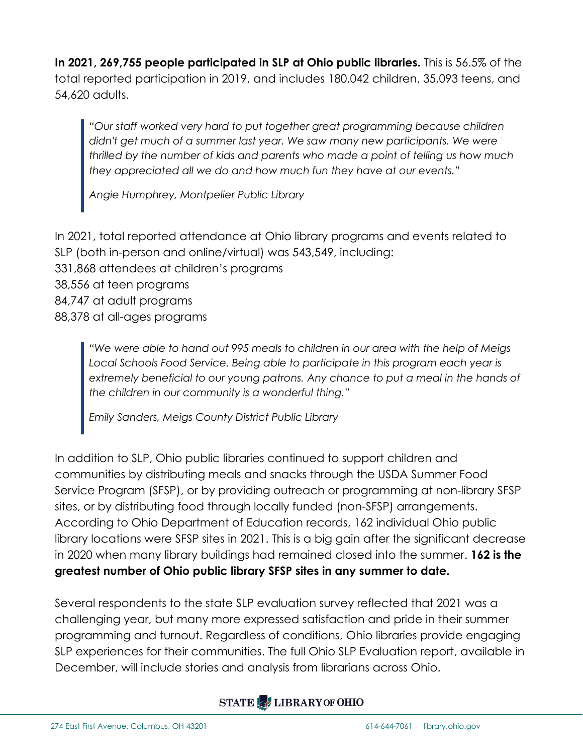**In 2021, 269,755 people participated in SLP at Ohio public libraries.** This is 56.5% of the total reported participation in 2019, and includes 180,042 children, 35,093 teens, and 54,620 adults.

> *"Our staff worked very hard to put together great programming because children didn't get much of a summer last year. We saw many new participants. We were thrilled by the number of kids and parents who made a point of telling us how much they appreciated all we do and how much fun they have at our events."*
>
> *Angie Humphrey, Montpelier Public Library*

In 2021, total reported attendance at Ohio library programs and events related to SLP (both in-person and online/virtual) was 543,549, including:
331,868 attendees at children's programs
38,556 at teen programs
84,747 at adult programs
88,378 at all-ages programs

> *"We were able to hand out 995 meals to children in our area with the help of Meigs Local Schools Food Service. Being able to participate in this program each year is extremely beneficial to our young patrons. Any chance to put a meal in the hands of the children in our community is a wonderful thing."*
>
> *Emily Sanders, Meigs County District Public Library*

In addition to SLP, Ohio public libraries continued to support children and communities by distributing meals and snacks through the USDA Summer Food Service Program (SFSP), or by providing outreach or programming at non-library SFSP sites, or by distributing food through locally funded (non-SFSP) arrangements. According to Ohio Department of Education records, 162 individual Ohio public library locations were SFSP sites in 2021. This is a big gain after the significant decrease in 2020 when many library buildings had remained closed into the summer. **162 is the greatest number of Ohio public library SFSP sites in any summer to date.**

Several respondents to the state SLP evaluation survey reflected that 2021 was a challenging year, but many more expressed satisfaction and pride in their summer programming and turnout. Regardless of conditions, Ohio libraries provide engaging SLP experiences for their communities. The full Ohio SLP Evaluation report, available in December, will include stories and analysis from librarians across Ohio.